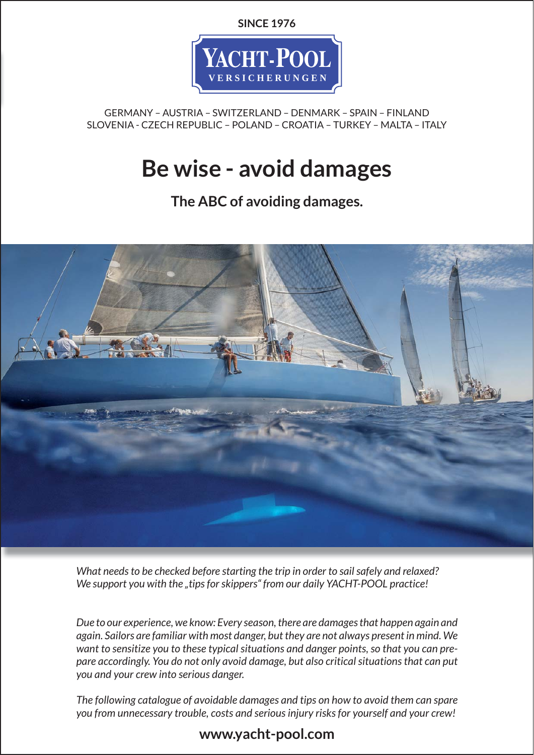**SINCE 1976**

YACHT-POOL
VERSICHERUNGEN

GERMANY – AUSTRIA – SWITZERLAND – DENMARK – SPAIN – FINLAND
SLOVENIA - CZECH REPUBLIC – POLAND – CROATIA – TURKEY – MALTA – ITALY

# Be wise - avoid damages

## The ABC of avoiding damages.

*What needs to be checked before starting the trip in order to sail safely and relaxed? We support you with the „tips for skippers" from our daily YACHT-POOL practice!*

*Due to our experience, we know: Every season, there are damages that happen again and again. Sailors are familiar with most danger, but they are not always present in mind. We want to sensitize you to these typical situations and danger points, so that you can prepare accordingly. You do not only avoid damage, but also critical situations that can put you and your crew into serious danger.*

*The following catalogue of avoidable damages and tips on how to avoid them can spare you from unnecessary trouble, costs and serious injury risks for yourself and your crew!*

**www.yacht-pool.com**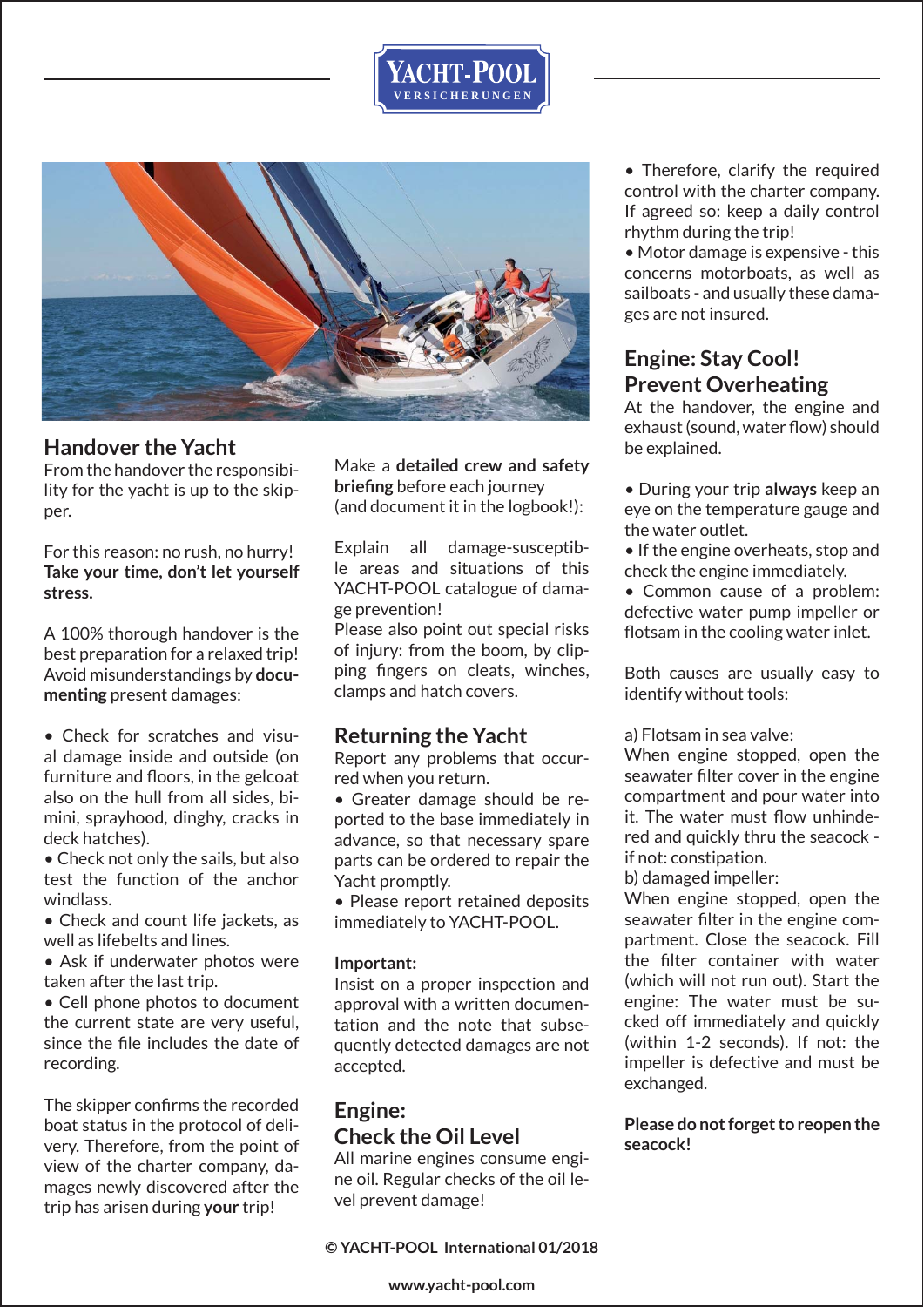## Handover the Yacht

From the handover the responsibility for the yacht is up to the skipper.

For this reason: no rush, no hurry! **Take your time, don't let yourself stress.**

A 100% thorough handover is the best preparation for a relaxed trip! Avoid misunderstandings by **documenting** present damages:

- Check for scratches and visual damage inside and outside (on furniture and floors, in the gelcoat also on the hull from all sides, bimini, sprayhood, dinghy, cracks in deck hatches).
- Check not only the sails, but also test the function of the anchor windlass.
- Check and count life jackets, as well as lifebelts and lines.
- Ask if underwater photos were taken after the last trip.
- Cell phone photos to document the current state are very useful, since the file includes the date of recording.

The skipper confirms the recorded boat status in the protocol of delivery. Therefore, from the point of view of the charter company, damages newly discovered after the trip has arisen during **your** trip!

Make a **detailed crew and safety briefing** before each journey (and document it in the logbook!):

Explain all damage-susceptible areas and situations of this YACHT-POOL catalogue of damage prevention!
Please also point out special risks of injury: from the boom, by clipping fingers on cleats, winches, clamps and hatch covers.

## Returning the Yacht

Report any problems that occurred when you return.

- Greater damage should be reported to the base immediately in advance, so that necessary spare parts can be ordered to repair the Yacht promptly.
- Please report retained deposits immediately to YACHT-POOL.

**Important:**
Insist on a proper inspection and approval with a written documentation and the note that subsequently detected damages are not accepted.

## Engine: Check the Oil Level

All marine engines consume engine oil. Regular checks of the oil level prevent damage!

- Therefore, clarify the required control with the charter company. If agreed so: keep a daily control rhythm during the trip!
- Motor damage is expensive - this concerns motorboats, as well as sailboats - and usually these damages are not insured.

## Engine: Stay Cool! Prevent Overheating

At the handover, the engine and exhaust (sound, water flow) should be explained.

- During your trip **always** keep an eye on the temperature gauge and the water outlet.
- If the engine overheats, stop and check the engine immediately.
- Common cause of a problem: defective water pump impeller or flotsam in the cooling water inlet.

Both causes are usually easy to identify without tools:

a) Flotsam in sea valve:
When engine stopped, open the seawater filter cover in the engine compartment and pour water into it. The water must flow unhindered and quickly thru the seacock - if not: constipation.
b) damaged impeller:
When engine stopped, open the seawater filter in the engine compartment. Close the seacock. Fill the filter container with water (which will not run out). Start the engine: The water must be sucked off immediately and quickly (within 1-2 seconds). If not: the impeller is defective and must be exchanged.

**Please do not forget to reopen the seacock!**

**© YACHT-POOL International 01/2018**

www.yacht-pool.com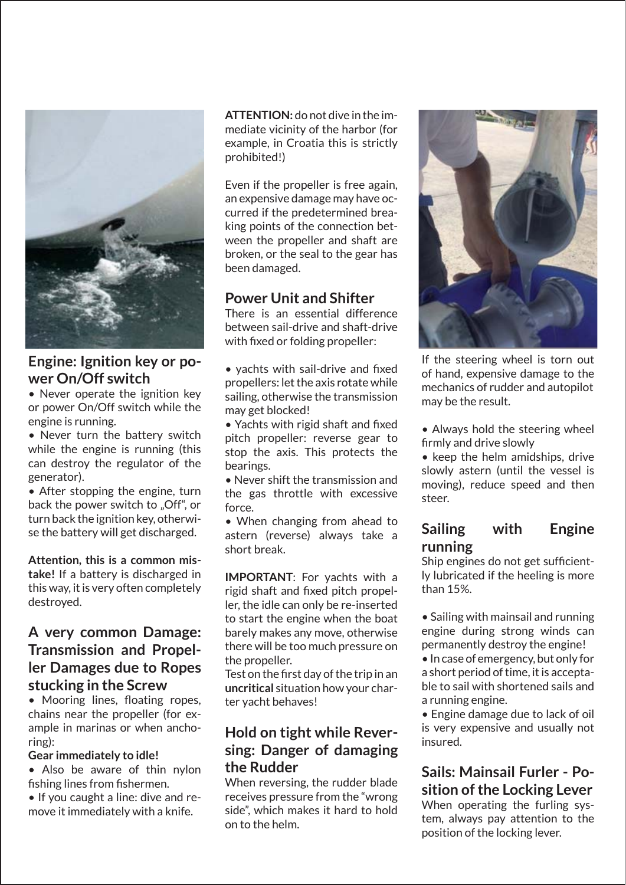## Engine: Ignition key or power On/Off switch

- Never operate the ignition key or power On/Off switch while the engine is running.
- Never turn the battery switch while the engine is running (this can destroy the regulator of the generator).
- After stopping the engine, turn back the power switch to „Off", or turn back the ignition key, otherwise the battery will get discharged.

**Attention, this is a common mistake!** If a battery is discharged in this way, it is very often completely destroyed.

## A very common Damage: Transmission and Propeller Damages due to Ropes stucking in the Screw

- Mooring lines, floating ropes, chains near the propeller (for example in marinas or when anchoring):

**Gear immediately to idle!**

- Also be aware of thin nylon fishing lines from fishermen.
- If you caught a line: dive and remove it immediately with a knife.

**ATTENTION:** do not dive in the immediate vicinity of the harbor (for example, in Croatia this is strictly prohibited!)

Even if the propeller is free again, an expensive damage may have occurred if the predetermined breaking points of the connection between the propeller and shaft are broken, or the seal to the gear has been damaged.

## Power Unit and Shifter

There is an essential difference between sail-drive and shaft-drive with fixed or folding propeller:

- yachts with sail-drive and fixed propellers: let the axis rotate while sailing, otherwise the transmission may get blocked!
- Yachts with rigid shaft and fixed pitch propeller: reverse gear to stop the axis. This protects the bearings.
- Never shift the transmission and the gas throttle with excessive force.
- When changing from ahead to astern (reverse) always take a short break.

**IMPORTANT**: For yachts with a rigid shaft and fixed pitch propeller, the idle can only be re-inserted to start the engine when the boat barely makes any move, otherwise there will be too much pressure on the propeller.

Test on the first day of the trip in an **uncritical** situation how your charter yacht behaves!

## Hold on tight while Reversing: Danger of damaging the Rudder

When reversing, the rudder blade receives pressure from the "wrong side", which makes it hard to hold on to the helm.

If the steering wheel is torn out of hand, expensive damage to the mechanics of rudder and autopilot may be the result.

- Always hold the steering wheel firmly and drive slowly
- keep the helm amidships, drive slowly astern (until the vessel is moving), reduce speed and then steer.

## Sailing with Engine running

Ship engines do not get sufficiently lubricated if the heeling is more than 15%.

- Sailing with mainsail and running engine during strong winds can permanently destroy the engine!
- In case of emergency, but only for a short period of time, it is acceptable to sail with shortened sails and a running engine.
- Engine damage due to lack of oil is very expensive and usually not insured.

## Sails: Mainsail Furler - Position of the Locking Lever

When operating the furling system, always pay attention to the position of the locking lever.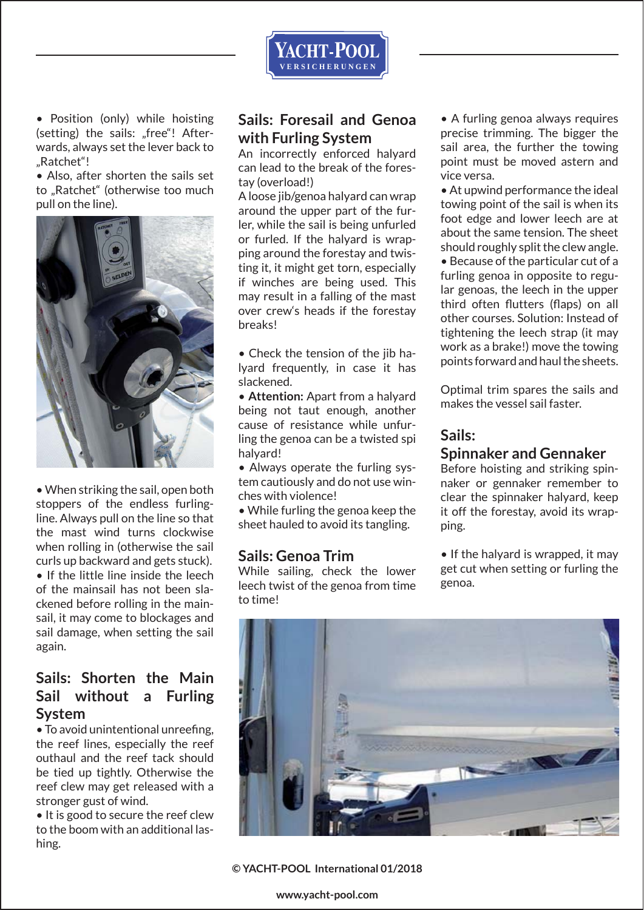- Position (only) while hoisting (setting) the sails: „free“! Afterwards, always set the lever back to „Ratchet“!
- Also, after shorten the sails set to „Ratchet“ (otherwise too much pull on the line).

- When striking the sail, open both stoppers of the endless furling-line. Always pull on the line so that the mast wind turns clockwise when rolling in (otherwise the sail curls up backward and gets stuck).
- If the little line inside the leech of the mainsail has not been slackened before rolling in the mainsail, it may come to blockages and sail damage, when setting the sail again.

## Sails: Shorten the Main Sail without a Furling System

- To avoid unintentional unreefing, the reef lines, especially the reef outhaul and the reef tack should be tied up tightly. Otherwise the reef clew may get released with a stronger gust of wind.
- It is good to secure the reef clew to the boom with an additional lashing.

## Sails: Foresail and Genoa with Furling System

An incorrectly enforced halyard can lead to the break of the forestay (overload!)

A loose jib/genoa halyard can wrap around the upper part of the furler, while the sail is being unfurled or furled. If the halyard is wrapping around the forestay and twisting it, it might get torn, especially if winches are being used. This may result in a falling of the mast over crew‘s heads if the forestay breaks!

- Check the tension of the jib halyard frequently, in case it has slackened.
- **Attention:** Apart from a halyard being not taut enough, another cause of resistance while unfurling the genoa can be a twisted spi halyard!
- Always operate the furling system cautiously and do not use winches with violence!
- While furling the genoa keep the sheet hauled to avoid its tangling.

## Sails: Genoa Trim

While sailing, check the lower leech twist of the genoa from time to time!

- A furling genoa always requires precise trimming. The bigger the sail area, the further the towing point must be moved astern and vice versa.
- At upwind performance the ideal towing point of the sail is when its foot edge and lower leech are at about the same tension. The sheet should roughly split the clew angle.
- Because of the particular cut of a furling genoa in opposite to regular genoas, the leech in the upper third often flutters (flaps) on all other courses. Solution: Instead of tightening the leech strap (it may work as a brake!) move the towing points forward and haul the sheets.

Optimal trim spares the sails and makes the vessel sail faster.

## Sails: Spinnaker and Gennaker

Before hoisting and striking spinnaker or gennaker remember to clear the spinnaker halyard, keep it off the forestay, avoid its wrapping.

- If the halyard is wrapped, it may get cut when setting or furling the genoa.

© YACHT-POOL International 01/2018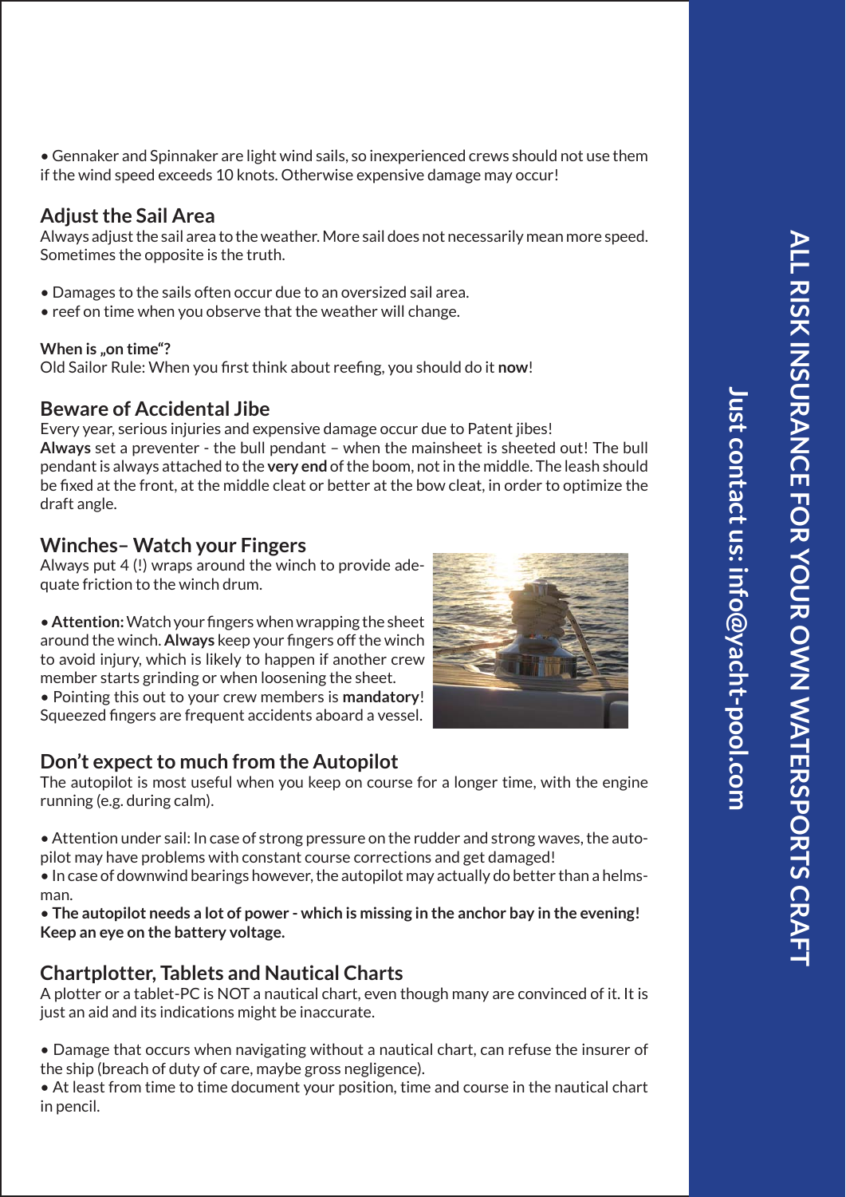• Gennaker and Spinnaker are light wind sails, so inexperienced crews should not use them if the wind speed exceeds 10 knots. Otherwise expensive damage may occur!

## Adjust the Sail Area

Always adjust the sail area to the weather. More sail does not necessarily mean more speed. Sometimes the opposite is the truth.

• Damages to the sails often occur due to an oversized sail area.
• reef on time when you observe that the weather will change.

**When is „on time"?**
Old Sailor Rule: When you first think about reefing, you should do it **now**!

## Beware of Accidental Jibe

Every year, serious injuries and expensive damage occur due to Patent jibes!
**Always** set a preventer - the bull pendant – when the mainsheet is sheeted out! The bull pendant is always attached to the **very end** of the boom, not in the middle. The leash should be fixed at the front, at the middle cleat or better at the bow cleat, in order to optimize the draft angle.

## Winches– Watch your Fingers

Always put 4 (!) wraps around the winch to provide adequate friction to the winch drum.

• **Attention:** Watch your fingers when wrapping the sheet around the winch. **Always** keep your fingers off the winch to avoid injury, which is likely to happen if another crew member starts grinding or when loosening the sheet.
• Pointing this out to your crew members is **mandatory**! Squeezed fingers are frequent accidents aboard a vessel.

## Don't expect to much from the Autopilot

The autopilot is most useful when you keep on course for a longer time, with the engine running (e.g. during calm).

• Attention under sail: In case of strong pressure on the rudder and strong waves, the autopilot may have problems with constant course corrections and get damaged!
• In case of downwind bearings however, the autopilot may actually do better than a helmsman.
• **The autopilot needs a lot of power - which is missing in the anchor bay in the evening! Keep an eye on the battery voltage.**

## Chartplotter, Tablets and Nautical Charts

A plotter or a tablet-PC is NOT a nautical chart, even though many are convinced of it. It is just an aid and its indications might be inaccurate.

• Damage that occurs when navigating without a nautical chart, can refuse the insurer of the ship (breach of duty of care, maybe gross negligence).
• At least from time to time document your position, time and course in the nautical chart in pencil.

ALL RISK INSURANCE FOR YOUR OWN WATERSPORTS CRAFT

Just contact us: info@yacht-pool.com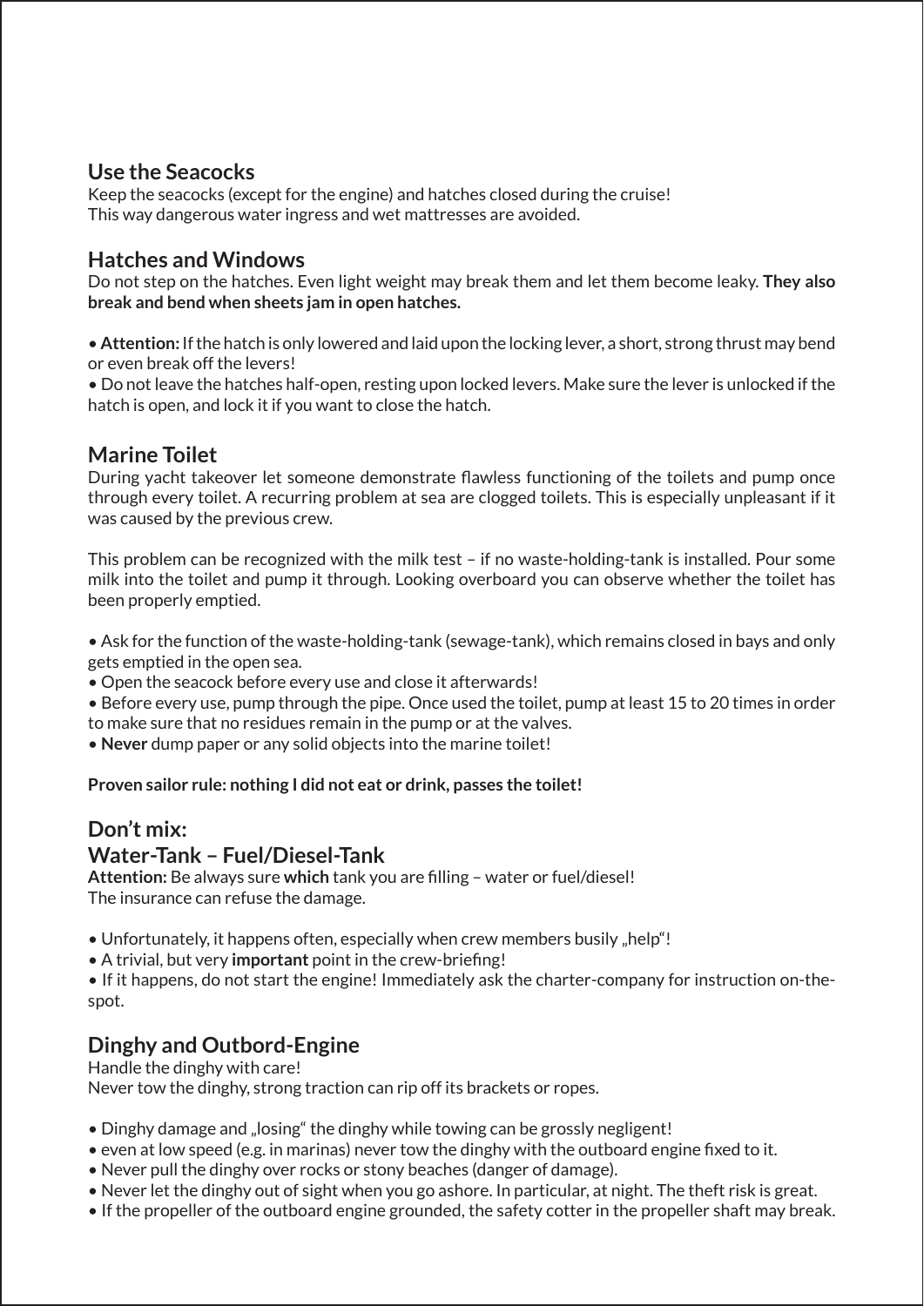## Use the Seacocks

Keep the seacocks (except for the engine) and hatches closed during the cruise!
This way dangerous water ingress and wet mattresses are avoided.

## Hatches and Windows

Do not step on the hatches. Even light weight may break them and let them become leaky. **They also break and bend when sheets jam in open hatches.**

• **Attention:** If the hatch is only lowered and laid upon the locking lever, a short, strong thrust may bend or even break off the levers!
• Do not leave the hatches half-open, resting upon locked levers. Make sure the lever is unlocked if the hatch is open, and lock it if you want to close the hatch.

## Marine Toilet

During yacht takeover let someone demonstrate flawless functioning of the toilets and pump once through every toilet. A recurring problem at sea are clogged toilets. This is especially unpleasant if it was caused by the previous crew.

This problem can be recognized with the milk test – if no waste-holding-tank is installed. Pour some milk into the toilet and pump it through. Looking overboard you can observe whether the toilet has been properly emptied.

• Ask for the function of the waste-holding-tank (sewage-tank), which remains closed in bays and only gets emptied in the open sea.
• Open the seacock before every use and close it afterwards!
• Before every use, pump through the pipe. Once used the toilet, pump at least 15 to 20 times in order to make sure that no residues remain in the pump or at the valves.
• **Never** dump paper or any solid objects into the marine toilet!

**Proven sailor rule: nothing I did not eat or drink, passes the toilet!**

## Don't mix:
## Water-Tank – Fuel/Diesel-Tank

**Attention:** Be always sure **which** tank you are filling – water or fuel/diesel!
The insurance can refuse the damage.

• Unfortunately, it happens often, especially when crew members busily „help"!
• A trivial, but very **important** point in the crew-briefing!
• If it happens, do not start the engine! Immediately ask the charter-company for instruction on-the-spot.

## Dinghy and Outbord-Engine

Handle the dinghy with care!
Never tow the dinghy, strong traction can rip off its brackets or ropes.

• Dinghy damage and „losing" the dinghy while towing can be grossly negligent!
• even at low speed (e.g. in marinas) never tow the dinghy with the outboard engine fixed to it.
• Never pull the dinghy over rocks or stony beaches (danger of damage).
• Never let the dinghy out of sight when you go ashore. In particular, at night. The theft risk is great.
• If the propeller of the outboard engine grounded, the safety cotter in the propeller shaft may break.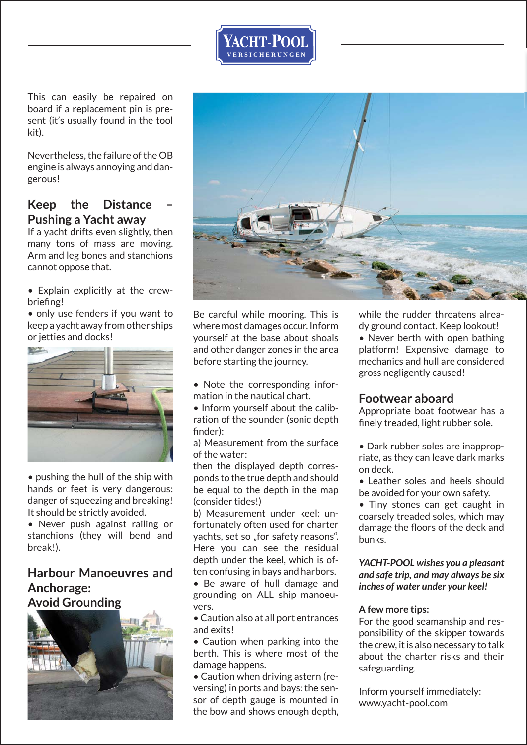This can easily be repaired on board if a replacement pin is present (it's usually found in the tool kit).

Nevertheless, the failure of the OB engine is always annoying and dangerous!

## Keep the Distance – Pushing a Yacht away

If a yacht drifts even slightly, then many tons of mass are moving. Arm and leg bones and stanchions cannot oppose that.

- Explain explicitly at the crew-briefing!
- only use fenders if you want to keep a yacht away from other ships or jetties and docks!

- pushing the hull of the ship with hands or feet is very dangerous: danger of squeezing and breaking! It should be strictly avoided.
- Never push against railing or stanchions (they will bend and break!).

## Harbour Manoeuvres and Anchorage: Avoid Grounding

Be careful while mooring. This is where most damages occur. Inform yourself at the base about shoals and other danger zones in the area before starting the journey.

- Note the corresponding information in the nautical chart.
- Inform yourself about the calibration of the sounder (sonic depth finder):

a) Measurement from the surface of the water:
then the displayed depth corresponds to the true depth and should be equal to the depth in the map (consider tides!)

b) Measurement under keel: unfortunately often used for charter yachts, set so „for safety reasons“. Here you can see the residual depth under the keel, which is often confusing in bays and harbors.

- Be aware of hull damage and grounding on ALL ship manoeuvers.
- Caution also at all port entrances and exits!
- Caution when parking into the berth. This is where most of the damage happens.
- Caution when driving astern (reversing) in ports and bays: the sensor of depth gauge is mounted in the bow and shows enough depth, while the rudder threatens already ground contact. Keep lookout!
- Never berth with open bathing platform! Expensive damage to mechanics and hull are considered gross negligently caused!

## Footwear aboard

Appropriate boat footwear has a finely treaded, light rubber sole.

- Dark rubber soles are inappropriate, as they can leave dark marks on deck.
- Leather soles and heels should be avoided for your own safety.
- Tiny stones can get caught in coarsely treaded soles, which may damage the floors of the deck and bunks.

***YACHT-POOL wishes you a pleasant and safe trip, and may always be six inches of water under your keel!***

**A few more tips:**

For the good seamanship and responsibility of the skipper towards the crew, it is also necessary to talk about the charter risks and their safeguarding.

Inform yourself immediately:
www.yacht-pool.com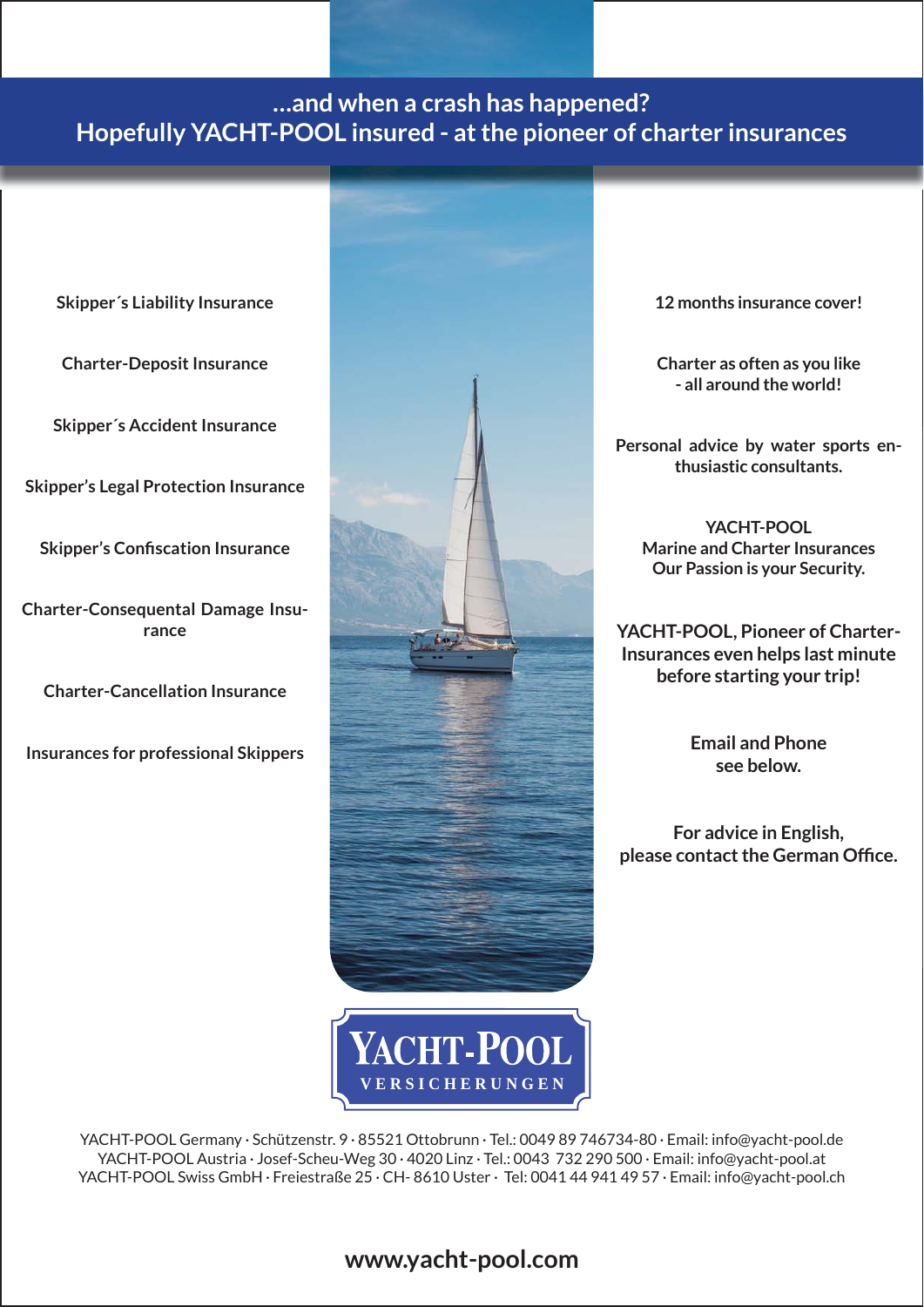## ...and when a crash has happened?
## Hopefully YACHT-POOL insured - at the pioneer of charter insurances

**Skipper´s Liability Insurance**

**Charter-Deposit Insurance**

**Skipper´s Accident Insurance**

**Skipper's Legal Protection Insurance**

**Skipper's Confiscation Insurance**

**Charter-Consequental Damage Insurance**

**Charter-Cancellation Insurance**

**Insurances for professional Skippers**

**12 months insurance cover!**

**Charter as often as you like - all around the world!**

**Personal advice by water sports enthusiastic consultants.**

**YACHT-POOL**
**Marine and Charter Insurances**
**Our Passion is your Security.**

**YACHT-POOL, Pioneer of Charter-Insurances even helps last minute before starting your trip!**

**Email and Phone see below.**

**For advice in English, please contact the German Office.**

YACHT-POOL VERSICHERUNGEN

YACHT-POOL Germany · Schützenstr. 9 · 85521 Ottobrunn · Tel.: 0049 89 746734-80 · Email: info@yacht-pool.de
YACHT-POOL Austria · Josef-Scheu-Weg 30 · 4020 Linz · Tel.: 0043 732 290 500 · Email: info@yacht-pool.at
YACHT-POOL Swiss GmbH · Freiestraße 25 · CH- 8610 Uster · Tel: 0041 44 941 49 57 · Email: info@yacht-pool.ch

**www.yacht-pool.com**